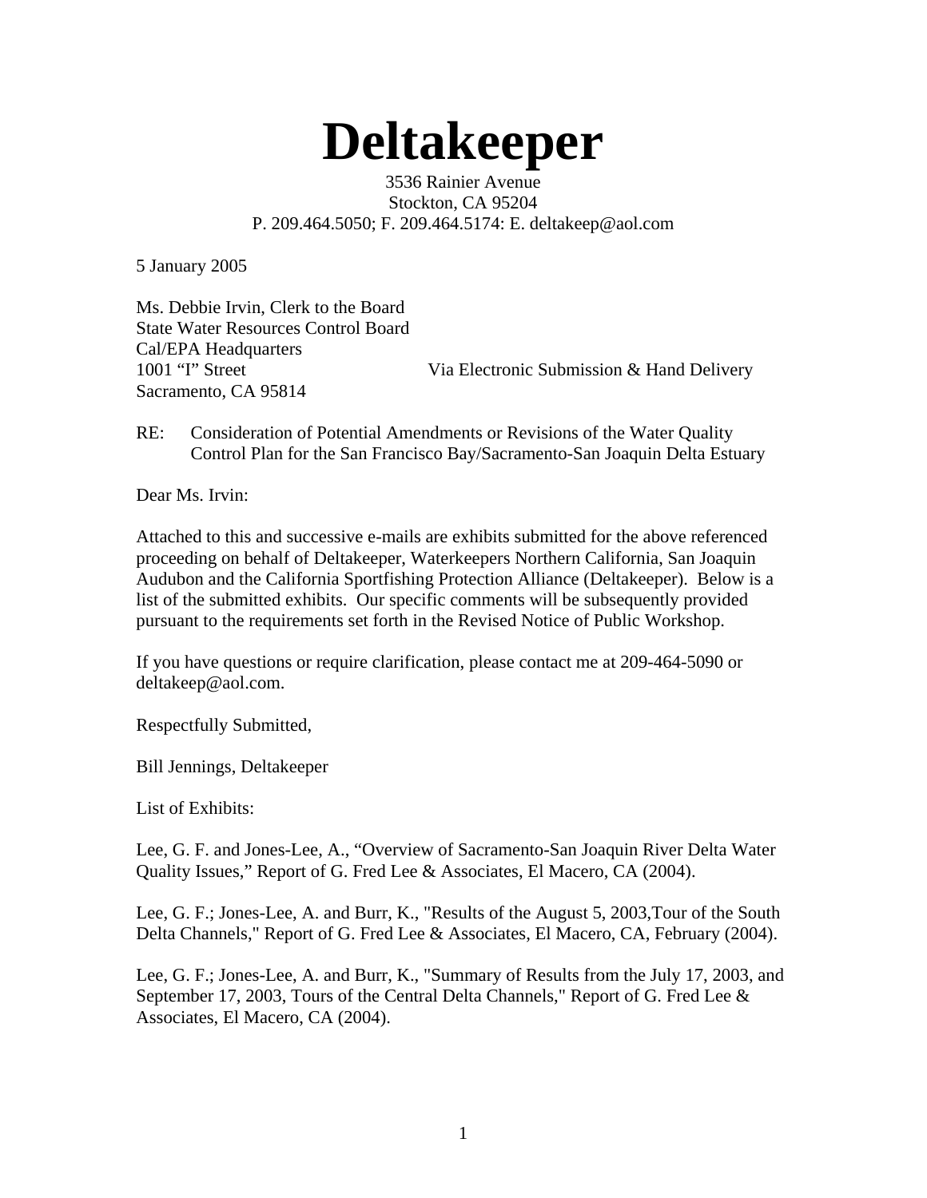# Deltakeeper

3536 Rainier Avenue
Stockton, CA 95204
P. 209.464.5050; F. 209.464.5174: E. deltakeep@aol.com

5 January 2005

Ms. Debbie Irvin, Clerk to the Board
State Water Resources Control Board
Cal/EPA Headquarters
1001 "I" Street
Sacramento, CA 95814

Via Electronic Submission & Hand Delivery

RE: Consideration of Potential Amendments or Revisions of the Water Quality Control Plan for the San Francisco Bay/Sacramento-San Joaquin Delta Estuary

Dear Ms. Irvin:

Attached to this and successive e-mails are exhibits submitted for the above referenced proceeding on behalf of Deltakeeper, Waterkeepers Northern California, San Joaquin Audubon and the California Sportfishing Protection Alliance (Deltakeeper). Below is a list of the submitted exhibits. Our specific comments will be subsequently provided pursuant to the requirements set forth in the Revised Notice of Public Workshop.

If you have questions or require clarification, please contact me at 209-464-5090 or deltakeep@aol.com.

Respectfully Submitted,

Bill Jennings, Deltakeeper

List of Exhibits:

Lee, G. F. and Jones-Lee, A., "Overview of Sacramento-San Joaquin River Delta Water Quality Issues," Report of G. Fred Lee & Associates, El Macero, CA (2004).

Lee, G. F.; Jones-Lee, A. and Burr, K., "Results of the August 5, 2003,Tour of the South Delta Channels," Report of G. Fred Lee & Associates, El Macero, CA, February (2004).

Lee, G. F.; Jones-Lee, A. and Burr, K., "Summary of Results from the July 17, 2003, and September 17, 2003, Tours of the Central Delta Channels," Report of G. Fred Lee & Associates, El Macero, CA (2004).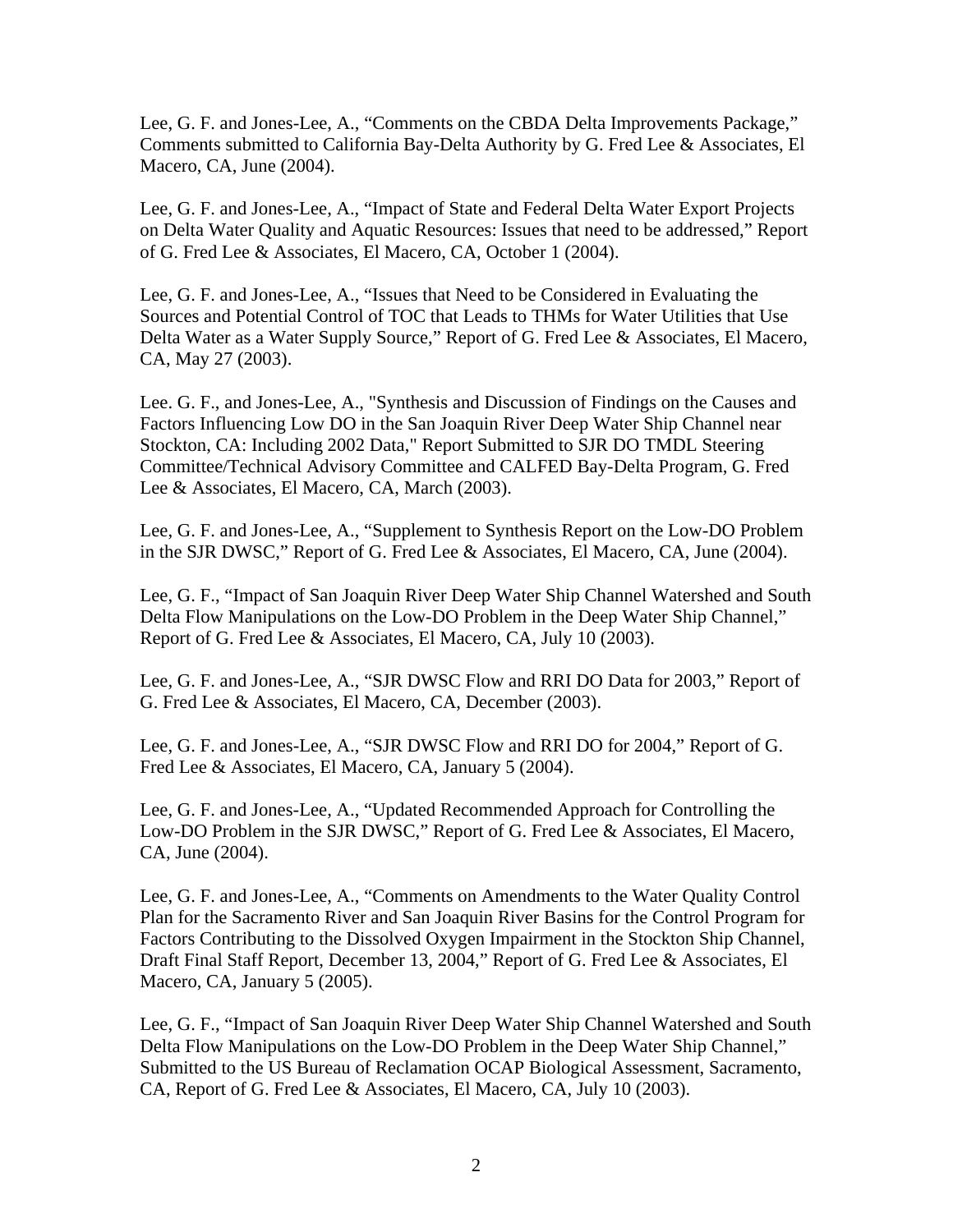Lee, G. F. and Jones-Lee, A., "Comments on the CBDA Delta Improvements Package," Comments submitted to California Bay-Delta Authority by G. Fred Lee & Associates, El Macero, CA, June (2004).

Lee, G. F. and Jones-Lee, A., "Impact of State and Federal Delta Water Export Projects on Delta Water Quality and Aquatic Resources: Issues that need to be addressed," Report of G. Fred Lee & Associates, El Macero, CA, October 1 (2004).

Lee, G. F. and Jones-Lee, A., "Issues that Need to be Considered in Evaluating the Sources and Potential Control of TOC that Leads to THMs for Water Utilities that Use Delta Water as a Water Supply Source," Report of G. Fred Lee & Associates, El Macero, CA, May 27 (2003).

Lee. G. F., and Jones-Lee, A., "Synthesis and Discussion of Findings on the Causes and Factors Influencing Low DO in the San Joaquin River Deep Water Ship Channel near Stockton, CA: Including 2002 Data," Report Submitted to SJR DO TMDL Steering Committee/Technical Advisory Committee and CALFED Bay-Delta Program, G. Fred Lee & Associates, El Macero, CA, March (2003).

Lee, G. F. and Jones-Lee, A., "Supplement to Synthesis Report on the Low-DO Problem in the SJR DWSC," Report of G. Fred Lee & Associates, El Macero, CA, June (2004).

Lee, G. F., "Impact of San Joaquin River Deep Water Ship Channel Watershed and South Delta Flow Manipulations on the Low-DO Problem in the Deep Water Ship Channel," Report of G. Fred Lee & Associates, El Macero, CA, July 10 (2003).

Lee, G. F. and Jones-Lee, A., "SJR DWSC Flow and RRI DO Data for 2003," Report of G. Fred Lee & Associates, El Macero, CA, December (2003).

Lee, G. F. and Jones-Lee, A., "SJR DWSC Flow and RRI DO for 2004," Report of G. Fred Lee & Associates, El Macero, CA, January 5 (2004).

Lee, G. F. and Jones-Lee, A., "Updated Recommended Approach for Controlling the Low-DO Problem in the SJR DWSC," Report of G. Fred Lee & Associates, El Macero, CA, June (2004).

Lee, G. F. and Jones-Lee, A., "Comments on Amendments to the Water Quality Control Plan for the Sacramento River and San Joaquin River Basins for the Control Program for Factors Contributing to the Dissolved Oxygen Impairment in the Stockton Ship Channel, Draft Final Staff Report, December 13, 2004," Report of G. Fred Lee & Associates, El Macero, CA, January 5 (2005).

Lee, G. F., "Impact of San Joaquin River Deep Water Ship Channel Watershed and South Delta Flow Manipulations on the Low-DO Problem in the Deep Water Ship Channel," Submitted to the US Bureau of Reclamation OCAP Biological Assessment, Sacramento, CA, Report of G. Fred Lee & Associates, El Macero, CA, July 10 (2003).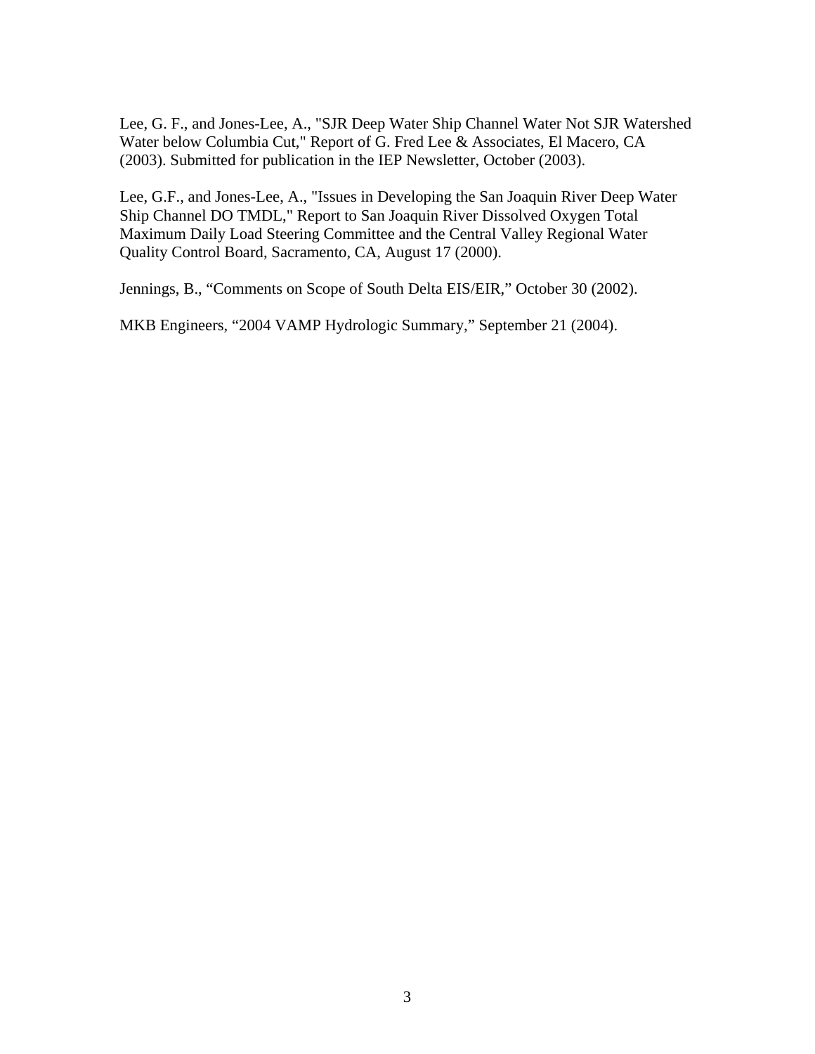Lee, G. F., and Jones-Lee, A., "SJR Deep Water Ship Channel Water Not SJR Watershed Water below Columbia Cut," Report of G. Fred Lee & Associates, El Macero, CA (2003). Submitted for publication in the IEP Newsletter, October (2003).

Lee, G.F., and Jones-Lee, A., "Issues in Developing the San Joaquin River Deep Water Ship Channel DO TMDL," Report to San Joaquin River Dissolved Oxygen Total Maximum Daily Load Steering Committee and the Central Valley Regional Water Quality Control Board, Sacramento, CA, August 17 (2000).

Jennings, B., "Comments on Scope of South Delta EIS/EIR," October 30 (2002).

MKB Engineers, "2004 VAMP Hydrologic Summary," September 21 (2004).